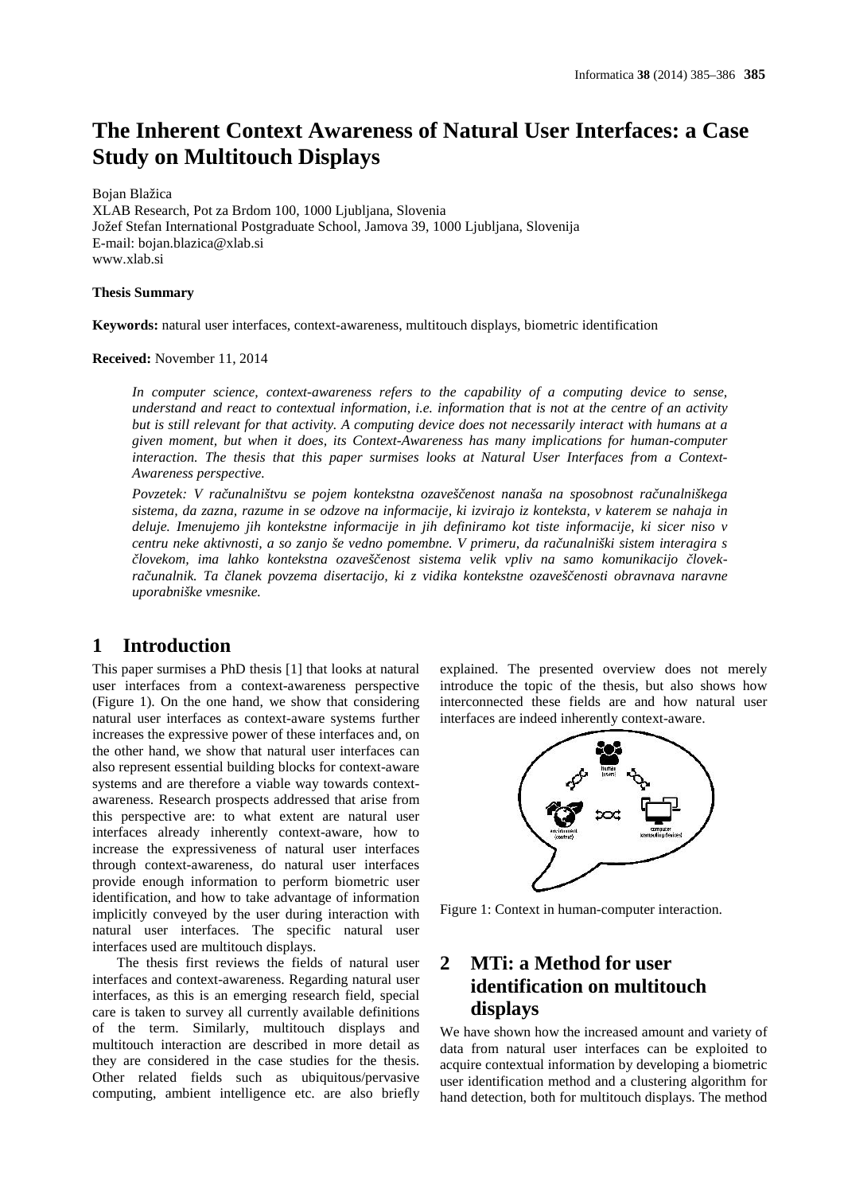# The Inherent Context Awareness of Natural User Interfaces: a Case Study on Multitouch Displays

Bojan Blažica
XLAB Research, Pot za Brdom 100, 1000 Ljubljana, Slovenia
Jožef Stefan International Postgraduate School, Jamova 39, 1000 Ljubljana, Slovenija
E-mail: bojan.blazica@xlab.si
www.xlab.si

**Thesis Summary**

**Keywords:** natural user interfaces, context-awareness, multitouch displays, biometric identification

**Received:** November 11, 2014

*In computer science, context-awareness refers to the capability of a computing device to sense, understand and react to contextual information, i.e. information that is not at the centre of an activity but is still relevant for that activity. A computing device does not necessarily interact with humans at a given moment, but when it does, its Context-Awareness has many implications for human-computer interaction. The thesis that this paper surmises looks at Natural User Interfaces from a Context-Awareness perspective.*

*Povzetek: V računalništvu se pojem kontekstna ozaveščenost nanaša na sposobnost računalniškega sistema, da zazna, razume in se odzove na informacije, ki izvirajo iz konteksta, v katerem se nahaja in deluje. Imenujemo jih kontekstne informacije in jih definiramo kot tiste informacije, ki sicer niso v centru neke aktivnosti, a so zanjo še vedno pomembne. V primeru, da računalniški sistem interagira s človekom, ima lahko kontekstna ozaveščenost sistema velik vpliv na samo komunikacijo človek-računalnik. Ta članek povzema disertacijo, ki z vidika kontekstne ozaveščenosti obravnava naravne uporabniške vmesnike.*

## 1 Introduction

This paper surmises a PhD thesis [1] that looks at natural user interfaces from a context-awareness perspective (Figure 1). On the one hand, we show that considering natural user interfaces as context-aware systems further increases the expressive power of these interfaces and, on the other hand, we show that natural user interfaces can also represent essential building blocks for context-aware systems and are therefore a viable way towards context-awareness. Research prospects addressed that arise from this perspective are: to what extent are natural user interfaces already inherently context-aware, how to increase the expressiveness of natural user interfaces through context-awareness, do natural user interfaces provide enough information to perform biometric user identification, and how to take advantage of information implicitly conveyed by the user during interaction with natural user interfaces. The specific natural user interfaces used are multitouch displays.

The thesis first reviews the fields of natural user interfaces and context-awareness. Regarding natural user interfaces, as this is an emerging research field, special care is taken to survey all currently available definitions of the term. Similarly, multitouch displays and multitouch interaction are described in more detail as they are considered in the case studies for the thesis. Other related fields such as ubiquitous/pervasive computing, ambient intelligence etc. are also briefly explained. The presented overview does not merely introduce the topic of the thesis, but also shows how interconnected these fields are and how natural user interfaces are indeed inherently context-aware.

Figure 1: Context in human-computer interaction.

## 2 MTi: a Method for user identification on multitouch displays

We have shown how the increased amount and variety of data from natural user interfaces can be exploited to acquire contextual information by developing a biometric user identification method and a clustering algorithm for hand detection, both for multitouch displays. The method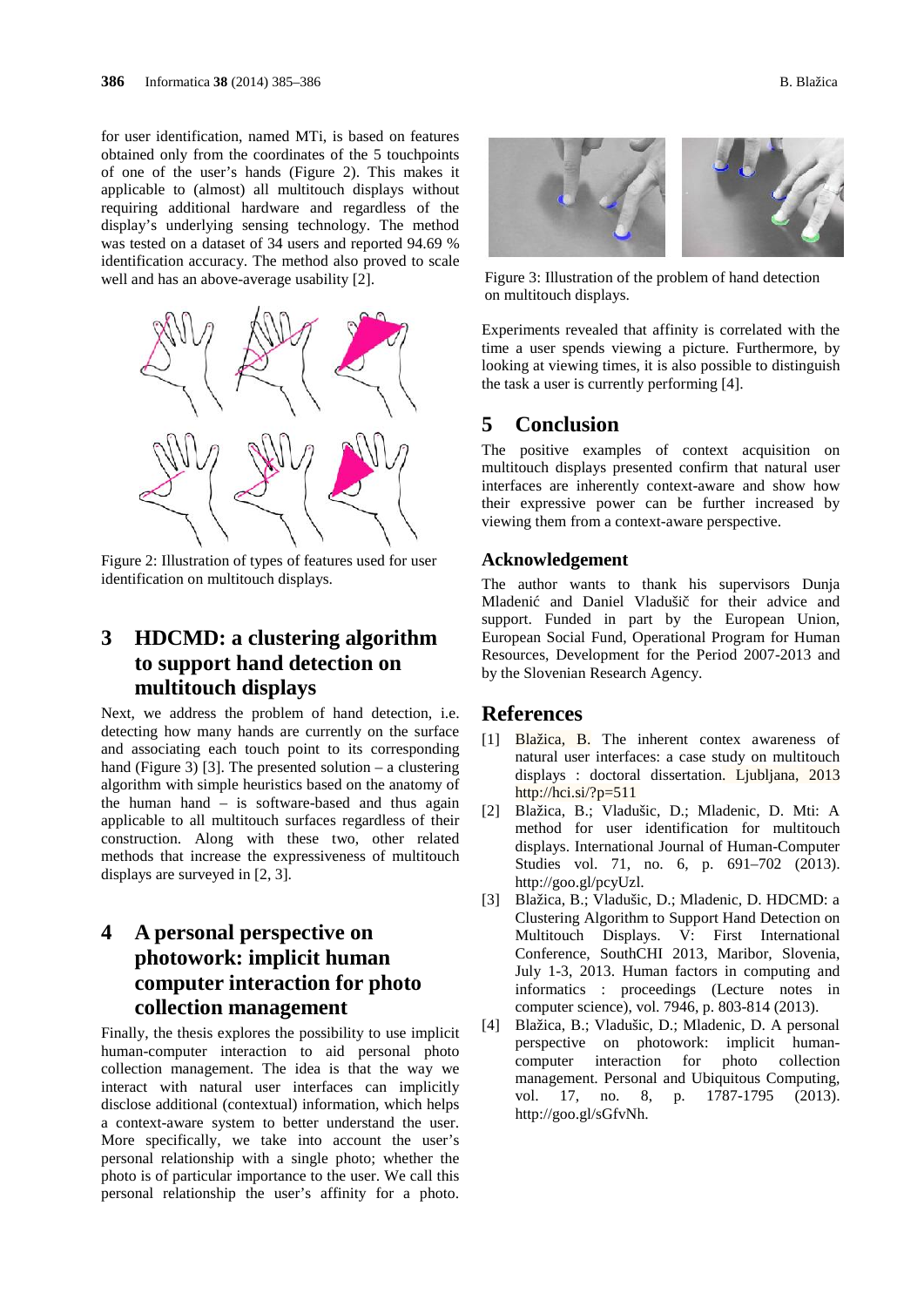for user identification, named MTi, is based on features obtained only from the coordinates of the 5 touchpoints of one of the user's hands (Figure 2). This makes it applicable to (almost) all multitouch displays without requiring additional hardware and regardless of the display's underlying sensing technology. The method was tested on a dataset of 34 users and reported 94.69 % identification accuracy. The method also proved to scale well and has an above-average usability [2].

Figure 2: Illustration of types of features used for user identification on multitouch displays.

## 3 HDCMD: a clustering algorithm to support hand detection on multitouch displays

Next, we address the problem of hand detection, i.e. detecting how many hands are currently on the surface and associating each touch point to its corresponding hand (Figure 3) [3]. The presented solution – a clustering algorithm with simple heuristics based on the anatomy of the human hand – is software-based and thus again applicable to all multitouch surfaces regardless of their construction. Along with these two, other related methods that increase the expressiveness of multitouch displays are surveyed in [2, 3].

## 4 A personal perspective on photowork: implicit human computer interaction for photo collection management

Finally, the thesis explores the possibility to use implicit human-computer interaction to aid personal photo collection management. The idea is that the way we interact with natural user interfaces can implicitly disclose additional (contextual) information, which helps a context-aware system to better understand the user. More specifically, we take into account the user's personal relationship with a single photo; whether the photo is of particular importance to the user. We call this personal relationship the user's affinity for a photo.

Figure 3: Illustration of the problem of hand detection on multitouch displays.

Experiments revealed that affinity is correlated with the time a user spends viewing a picture. Furthermore, by looking at viewing times, it is also possible to distinguish the task a user is currently performing [4].

## 5 Conclusion

The positive examples of context acquisition on multitouch displays presented confirm that natural user interfaces are inherently context-aware and show how their expressive power can be further increased by viewing them from a context-aware perspective.

### Acknowledgement

The author wants to thank his supervisors Dunja Mladenić and Daniel Vladušič for their advice and support. Funded in part by the European Union, European Social Fund, Operational Program for Human Resources, Development for the Period 2007-2013 and by the Slovenian Research Agency.

## References

[1] Blažica, B. The inherent contex awareness of natural user interfaces: a case study on multitouch displays : doctoral dissertation. Ljubljana, 2013 http://hci.si/?p=511

[2] Blažica, B.; Vladušic, D.; Mladenic, D. Mti: A method for user identification for multitouch displays. International Journal of Human-Computer Studies vol. 71, no. 6, p. 691–702 (2013). http://goo.gl/pcyUzl.

[3] Blažica, B.; Vladušic, D.; Mladenic, D. HDCMD: a Clustering Algorithm to Support Hand Detection on Multitouch Displays. V: First International Conference, SouthCHI 2013, Maribor, Slovenia, July 1-3, 2013. Human factors in computing and informatics : proceedings (Lecture notes in computer science), vol. 7946, p. 803-814 (2013).

[4] Blažica, B.; Vladušic, D.; Mladenic, D. A personal perspective on photowork: implicit human-computer interaction for photo collection management. Personal and Ubiquitous Computing, vol. 17, no. 8, p. 1787-1795 (2013). http://goo.gl/sGfvNh.